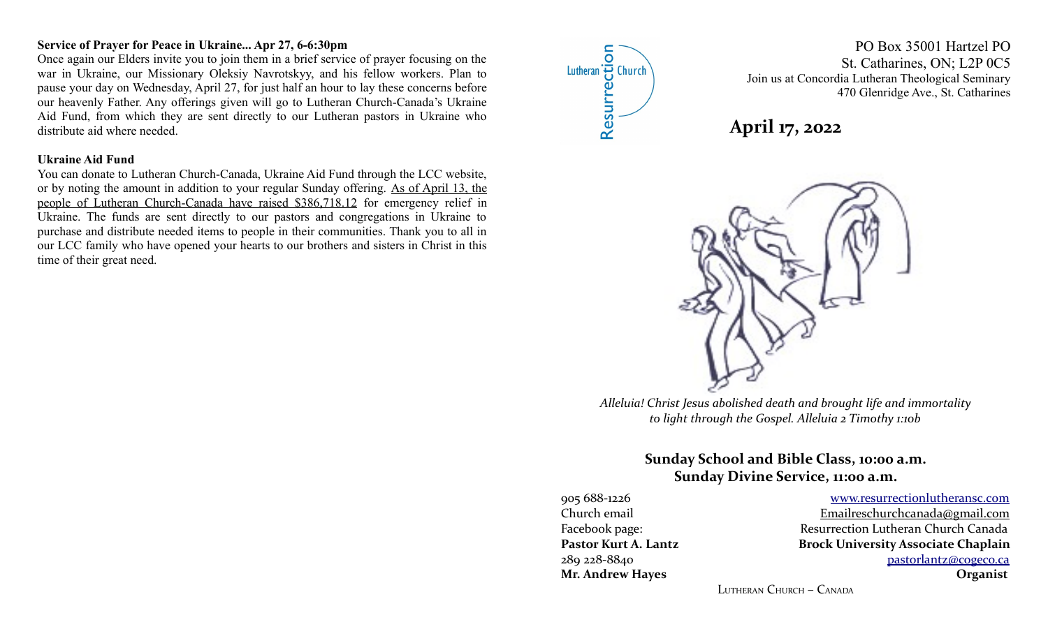**Service of Prayer for Peace in Ukraine... Apr 27, 6-6:30pm**

Once again our Elders invite you to join them in a brief service of prayer focusing on the war in Ukraine, our Missionary Oleksiy Navrotskyy, and his fellow workers. Plan to pause your day on Wednesday, April 27, for just half an hour to lay these concerns before our heavenly Father. Any offerings given will go to Lutheran Church-Canada's Ukraine Aid Fund, from which they are sent directly to our Lutheran pastors in Ukraine who distribute aid where needed.

**Ukraine Aid Fund**

You can donate to Lutheran Church-Canada, Ukraine Aid Fund through the LCC website, or by noting the amount in addition to your regular Sunday offering. As of April 13, the people of Lutheran Church-Canada have raised $386,718.12 for emergency relief in Ukraine. The funds are sent directly to our pastors and congregations in Ukraine to purchase and distribute needed items to people in their communities. Thank you to all in our LCC family who have opened your hearts to our brothers and sisters in Christ in this time of their great need.

Resurrection Lutheran Church

PO Box 35001 Hartzel PO
St. Catharines, ON; L2P 0C5
Join us at Concordia Lutheran Theological Seminary
470 Glenridge Ave., St. Catharines

# April 17, 2022

*Alleluia! Christ Jesus abolished death and brought life and immortality to light through the Gospel. Alleluia 2 Timothy 1:10b*

**Sunday School and Bible Class, 10:00 a.m.**
**Sunday Divine Service, 11:00 a.m.**

905 688-1226 — www.resurrectionlutheransc.com
Church email — Emailreschurchcanada@gmail.com
Facebook page: — Resurrection Lutheran Church Canada
**Pastor Kurt A. Lantz** — **Brock University Associate Chaplain**
289 228-8840 — pastorlantz@cogeco.ca
**Mr. Andrew Hayes** — **Organist**

Lutheran Church – Canada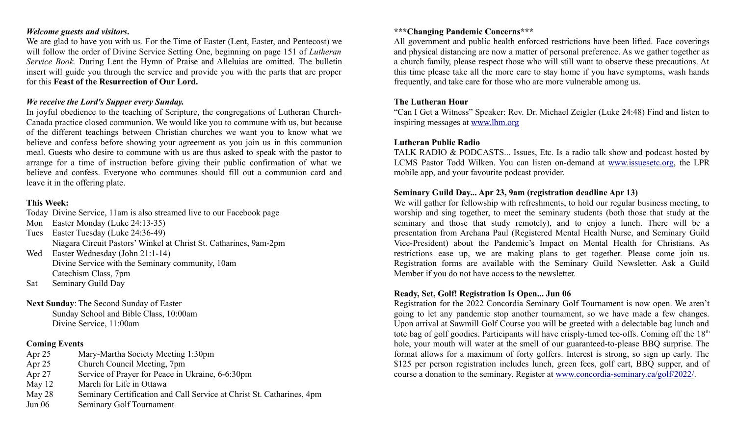***Welcome guests and visitors.***

We are glad to have you with us. For the Time of Easter (Lent, Easter, and Pentecost) we will follow the order of Divine Service Setting One, beginning on page 151 of *Lutheran Service Book.* During Lent the Hymn of Praise and Alleluias are omitted. The bulletin insert will guide you through the service and provide you with the parts that are proper for this **Feast of the Resurrection of Our Lord.**

***We receive the Lord's Supper every Sunday.***

In joyful obedience to the teaching of Scripture, the congregations of Lutheran Church-Canada practice closed communion. We would like you to commune with us, but because of the different teachings between Christian churches we want you to know what we believe and confess before showing your agreement as you join us in this communion meal. Guests who desire to commune with us are thus asked to speak with the pastor to arrange for a time of instruction before giving their public confirmation of what we believe and confess. Everyone who communes should fill out a communion card and leave it in the offering plate.

**This Week:**

| | |
|---|---|
| Today | Divine Service, 11am is also streamed live to our Facebook page |
| Mon | Easter Monday (Luke 24:13-35) |
| Tues | Easter Tuesday (Luke 24:36-49) |
| | Niagara Circuit Pastors' Winkel at Christ St. Catharines, 9am-2pm |
| Wed | Easter Wednesday (John 21:1-14) |
| | Divine Service with the Seminary community, 10am |
| | Catechism Class, 7pm |
| Sat | Seminary Guild Day |

**Next Sunday**: The Second Sunday of Easter
Sunday School and Bible Class, 10:00am
Divine Service, 11:00am

**Coming Events**

| | |
|---|---|
| Apr 25 | Mary-Martha Society Meeting 1:30pm |
| Apr 25 | Church Council Meeting, 7pm |
| Apr 27 | Service of Prayer for Peace in Ukraine, 6-6:30pm |
| May 12 | March for Life in Ottawa |
| May 28 | Seminary Certification and Call Service at Christ St. Catharines, 4pm |
| Jun 06 | Seminary Golf Tournament |

**\*\*\*Changing Pandemic Concerns\*\*\***

All government and public health enforced restrictions have been lifted. Face coverings and physical distancing are now a matter of personal preference. As we gather together as a church family, please respect those who will still want to observe these precautions. At this time please take all the more care to stay home if you have symptoms, wash hands frequently, and take care for those who are more vulnerable among us.

**The Lutheran Hour**

"Can I Get a Witness" Speaker: Rev. Dr. Michael Zeigler (Luke 24:48) Find and listen to inspiring messages at www.lhm.org

**Lutheran Public Radio**

TALK RADIO & PODCASTS... Issues, Etc. Is a radio talk show and podcast hosted by LCMS Pastor Todd Wilken. You can listen on-demand at www.issuesetc.org, the LPR mobile app, and your favourite podcast provider.

**Seminary Guild Day... Apr 23, 9am (registration deadline Apr 13)**

We will gather for fellowship with refreshments, to hold our regular business meeting, to worship and sing together, to meet the seminary students (both those that study at the seminary and those that study remotely), and to enjoy a lunch. There will be a presentation from Archana Paul (Registered Mental Health Nurse, and Seminary Guild Vice-President) about the Pandemic's Impact on Mental Health for Christians. As restrictions ease up, we are making plans to get together. Please come join us. Registration forms are available with the Seminary Guild Newsletter. Ask a Guild Member if you do not have access to the newsletter.

**Ready, Set, Golf! Registration Is Open... Jun 06**

Registration for the 2022 Concordia Seminary Golf Tournament is now open. We aren't going to let any pandemic stop another tournament, so we have made a few changes. Upon arrival at Sawmill Golf Course you will be greeted with a delectable bag lunch and tote bag of golf goodies. Participants will have crisply-timed tee-offs. Coming off the 18th hole, your mouth will water at the smell of our guaranteed-to-please BBQ surprise. The format allows for a maximum of forty golfers. Interest is strong, so sign up early. The $125 per person registration includes lunch, green fees, golf cart, BBQ supper, and of course a donation to the seminary. Register at www.concordia-seminary.ca/golf/2022/.